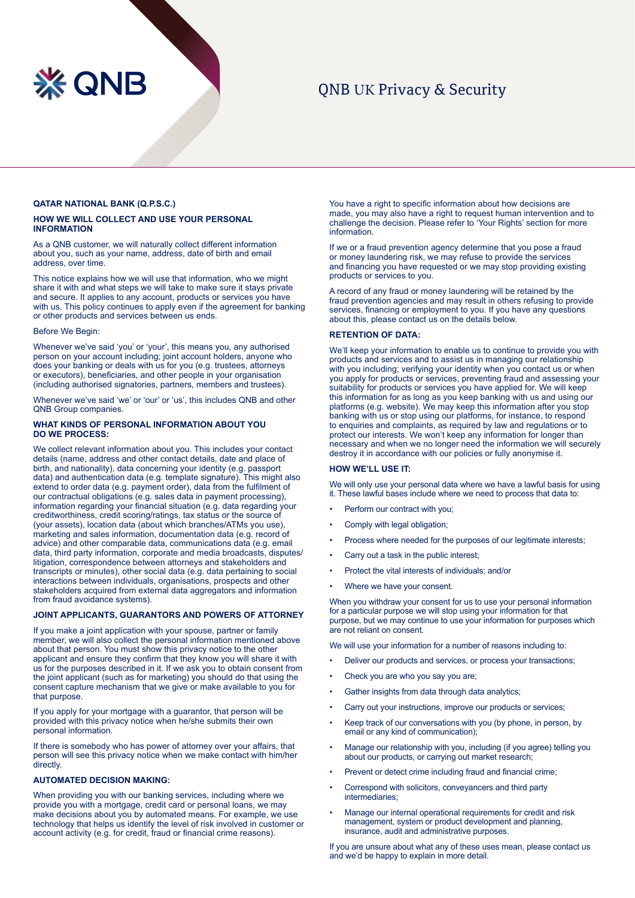# QNB UK Privacy & Security

## QATAR NATIONAL BANK (Q.P.S.C.)

### HOW WE WILL COLLECT AND USE YOUR PERSONAL INFORMATION

As a QNB customer, we will naturally collect different information about you, such as your name, address, date of birth and email address, over time.

This notice explains how we will use that information, who we might share it with and what steps we will take to make sure it stays private and secure. It applies to any account, products or services you have with us. This policy continues to apply even if the agreement for banking or other products and services between us ends.

Before We Begin:

Whenever we've said 'you' or 'your', this means you, any authorised person on your account including; joint account holders, anyone who does your banking or deals with us for you (e.g. trustees, attorneys or executors), beneficiaries, and other people in your organisation (including authorised signatories, partners, members and trustees).

Whenever we've said 'we' or 'our' or 'us', this includes QNB and other QNB Group companies.

### WHAT KINDS OF PERSONAL INFORMATION ABOUT YOU DO WE PROCESS:

We collect relevant information about you. This includes your contact details (name, address and other contact details, date and place of birth, and nationality), data concerning your identity (e.g. passport data) and authentication data (e.g. template signature). This might also extend to order data (e.g. payment order), data from the fulfilment of our contractual obligations (e.g. sales data in payment processing), information regarding your financial situation (e.g. data regarding your creditworthiness, credit scoring/ratings, tax status or the source of (your assets), location data (about which branches/ATMs you use), marketing and sales information, documentation data (e.g. record of advice) and other comparable data, communications data (e.g. email data, third party information, corporate and media broadcasts, disputes/litigation, correspondence between attorneys and stakeholders and transcripts or minutes), other social data (e.g. data pertaining to social interactions between individuals, organisations, prospects and other stakeholders acquired from external data aggregators and information from fraud avoidance systems).

### JOINT APPLICANTS, GUARANTORS AND POWERS OF ATTORNEY

If you make a joint application with your spouse, partner or family member, we will also collect the personal information mentioned above about that person. You must show this privacy notice to the other applicant and ensure they confirm that they know you will share it with us for the purposes described in it. If we ask you to obtain consent from the joint applicant (such as for marketing) you should do that using the consent capture mechanism that we give or make available to you for that purpose.

If you apply for your mortgage with a guarantor, that person will be provided with this privacy notice when he/she submits their own personal information.

If there is somebody who has power of attorney over your affairs, that person will see this privacy notice when we make contact with him/her directly.

### AUTOMATED DECISION MAKING:

When providing you with our banking services, including where we provide you with a mortgage, credit card or personal loans, we may make decisions about you by automated means. For example, we use technology that helps us identify the level of risk involved in customer or account activity (e.g. for credit, fraud or financial crime reasons).

You have a right to specific information about how decisions are made, you may also have a right to request human intervention and to challenge the decision. Please refer to 'Your Rights' section for more information.

If we or a fraud prevention agency determine that you pose a fraud or money laundering risk, we may refuse to provide the services and financing you have requested or we may stop providing existing products or services to you.

A record of any fraud or money laundering will be retained by the fraud prevention agencies and may result in others refusing to provide services, financing or employment to you. If you have any questions about this, please contact us on the details below.

### RETENTION OF DATA:

We'll keep your information to enable us to continue to provide you with products and services and to assist us in managing our relationship with you including; verifying your identity when you contact us or when you apply for products or services, preventing fraud and assessing your suitability for products or services you have applied for. We will keep this information for as long as you keep banking with us and using our platforms (e.g. website). We may keep this information after you stop banking with us or stop using our platforms, for instance, to respond to enquiries and complaints, as required by law and regulations or to protect our interests. We won't keep any information for longer than necessary and when we no longer need the information we will securely destroy it in accordance with our policies or fully anonymise it.

### HOW WE'LL USE IT:

We will only use your personal data where we have a lawful basis for using it. These lawful bases include where we need to process that data to:

- Perform our contract with you;
- Comply with legal obligation;
- Process where needed for the purposes of our legitimate interests;
- Carry out a task in the public interest;
- Protect the vital interests of individuals; and/or
- Where we have your consent.

When you withdraw your consent for us to use your personal information for a particular purpose we will stop using your information for that purpose, but we may continue to use your information for purposes which are not reliant on consent.

We will use your information for a number of reasons including to:

- Deliver our products and services, or process your transactions;
- Check you are who you say you are;
- Gather insights from data through data analytics;
- Carry out your instructions, improve our products or services;
- Keep track of our conversations with you (by phone, in person, by email or any kind of communication);
- Manage our relationship with you, including (if you agree) telling you about our products, or carrying out market research;
- Prevent or detect crime including fraud and financial crime;
- Correspond with solicitors, conveyancers and third party intermediaries;
- Manage our internal operational requirements for credit and risk management, system or product development and planning, insurance, audit and administrative purposes.

If you are unsure about what any of these uses mean, please contact us and we'd be happy to explain in more detail.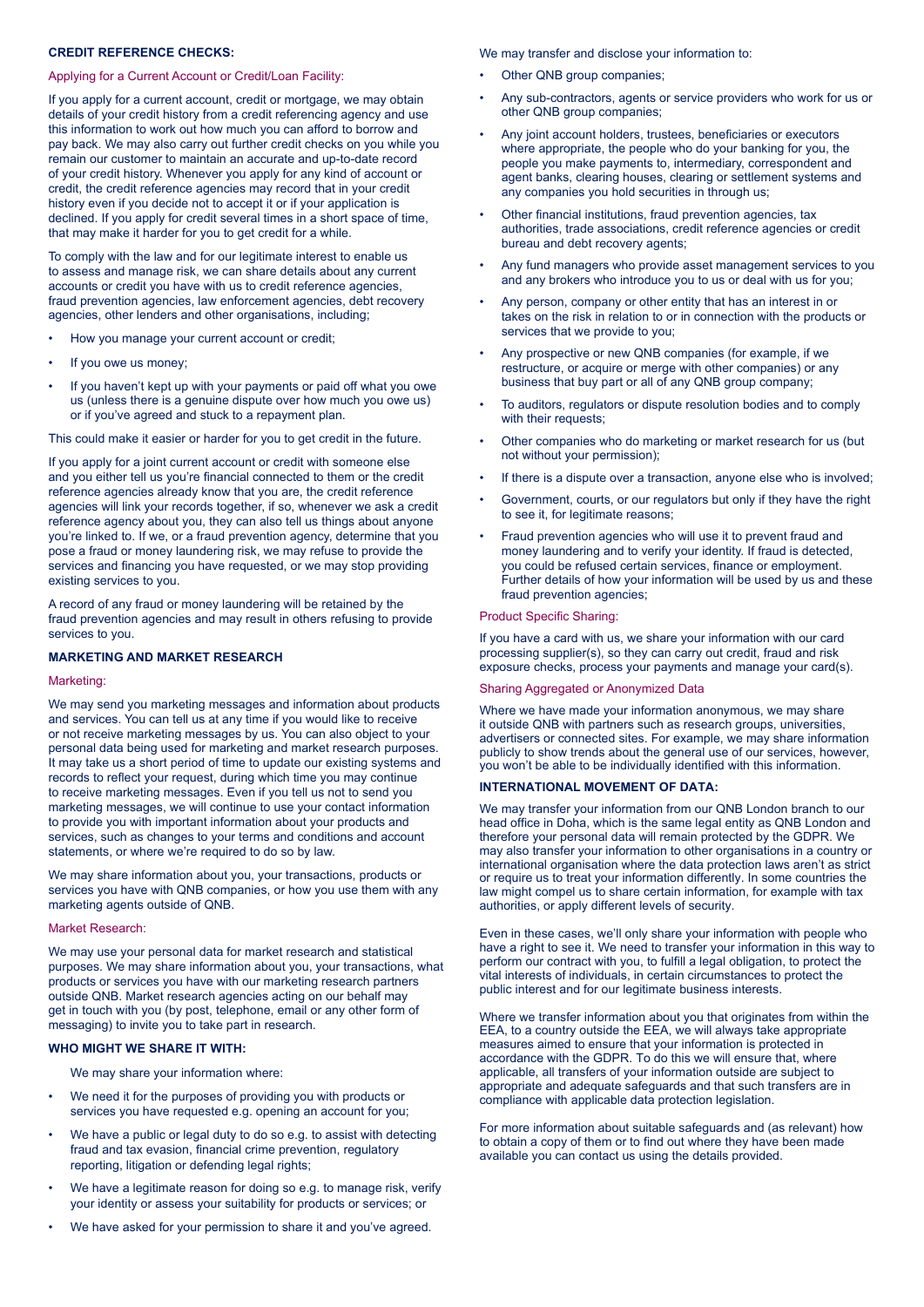## CREDIT REFERENCE CHECKS:

### Applying for a Current Account or Credit/Loan Facility:

If you apply for a current account, credit or mortgage, we may obtain details of your credit history from a credit referencing agency and use this information to work out how much you can afford to borrow and pay back. We may also carry out further credit checks on you while you remain our customer to maintain an accurate and up-to-date record of your credit history. Whenever you apply for any kind of account or credit, the credit reference agencies may record that in your credit history even if you decide not to accept it or if your application is declined. If you apply for credit several times in a short space of time, that may make it harder for you to get credit for a while.

To comply with the law and for our legitimate interest to enable us to assess and manage risk, we can share details about any current accounts or credit you have with us to credit reference agencies, fraud prevention agencies, law enforcement agencies, debt recovery agencies, other lenders and other organisations, including;

- How you manage your current account or credit;
- If you owe us money;
- If you haven't kept up with your payments or paid off what you owe us (unless there is a genuine dispute over how much you owe us) or if you've agreed and stuck to a repayment plan.

This could make it easier or harder for you to get credit in the future.

If you apply for a joint current account or credit with someone else and you either tell us you're financial connected to them or the credit reference agencies already know that you are, the credit reference agencies will link your records together, if so, whenever we ask a credit reference agency about you, they can also tell us things about anyone you're linked to. If we, or a fraud prevention agency, determine that you pose a fraud or money laundering risk, we may refuse to provide the services and financing you have requested, or we may stop providing existing services to you.

A record of any fraud or money laundering will be retained by the fraud prevention agencies and may result in others refusing to provide services to you.

## MARKETING AND MARKET RESEARCH

### Marketing:

We may send you marketing messages and information about products and services. You can tell us at any time if you would like to receive or not receive marketing messages by us. You can also object to your personal data being used for marketing and market research purposes. It may take us a short period of time to update our existing systems and records to reflect your request, during which time you may continue to receive marketing messages. Even if you tell us not to send you marketing messages, we will continue to use your contact information to provide you with important information about your products and services, such as changes to your terms and conditions and account statements, or where we're required to do so by law.

We may share information about you, your transactions, products or services you have with QNB companies, or how you use them with any marketing agents outside of QNB.

### Market Research:

We may use your personal data for market research and statistical purposes. We may share information about you, your transactions, what products or services you have with our marketing research partners outside QNB. Market research agencies acting on our behalf may get in touch with you (by post, telephone, email or any other form of messaging) to invite you to take part in research.

## WHO MIGHT WE SHARE IT WITH:

We may share your information where:

- We need it for the purposes of providing you with products or services you have requested e.g. opening an account for you;
- We have a public or legal duty to do so e.g. to assist with detecting fraud and tax evasion, financial crime prevention, regulatory reporting, litigation or defending legal rights;
- We have a legitimate reason for doing so e.g. to manage risk, verify your identity or assess your suitability for products or services; or
- We have asked for your permission to share it and you've agreed.

We may transfer and disclose your information to:

- Other QNB group companies;
- Any sub-contractors, agents or service providers who work for us or other QNB group companies;
- Any joint account holders, trustees, beneficiaries or executors where appropriate, the people who do your banking for you, the people you make payments to, intermediary, correspondent and agent banks, clearing houses, clearing or settlement systems and any companies you hold securities in through us;
- Other financial institutions, fraud prevention agencies, tax authorities, trade associations, credit reference agencies or credit bureau and debt recovery agents;
- Any fund managers who provide asset management services to you and any brokers who introduce you to us or deal with us for you;
- Any person, company or other entity that has an interest in or takes on the risk in relation to or in connection with the products or services that we provide to you;
- Any prospective or new QNB companies (for example, if we restructure, or acquire or merge with other companies) or any business that buy part or all of any QNB group company;
- To auditors, regulators or dispute resolution bodies and to comply with their requests;
- Other companies who do marketing or market research for us (but not without your permission);
- If there is a dispute over a transaction, anyone else who is involved;
- Government, courts, or our regulators but only if they have the right to see it, for legitimate reasons;
- Fraud prevention agencies who will use it to prevent fraud and money laundering and to verify your identity. If fraud is detected, you could be refused certain services, finance or employment. Further details of how your information will be used by us and these fraud prevention agencies;

### Product Specific Sharing:

If you have a card with us, we share your information with our card processing supplier(s), so they can carry out credit, fraud and risk exposure checks, process your payments and manage your card(s).

### Sharing Aggregated or Anonymized Data

Where we have made your information anonymous, we may share it outside QNB with partners such as research groups, universities, advertisers or connected sites. For example, we may share information publicly to show trends about the general use of our services, however, you won't be able to be individually identified with this information.

## INTERNATIONAL MOVEMENT OF DATA:

We may transfer your information from our QNB London branch to our head office in Doha, which is the same legal entity as QNB London and therefore your personal data will remain protected by the GDPR. We may also transfer your information to other organisations in a country or international organisation where the data protection laws aren't as strict or require us to treat your information differently. In some countries the law might compel us to share certain information, for example with tax authorities, or apply different levels of security.

Even in these cases, we'll only share your information with people who have a right to see it. We need to transfer your information in this way to perform our contract with you, to fulfill a legal obligation, to protect the vital interests of individuals, in certain circumstances to protect the public interest and for our legitimate business interests.

Where we transfer information about you that originates from within the EEA, to a country outside the EEA, we will always take appropriate measures aimed to ensure that your information is protected in accordance with the GDPR. To do this we will ensure that, where applicable, all transfers of your information outside are subject to appropriate and adequate safeguards and that such transfers are in compliance with applicable data protection legislation.

For more information about suitable safeguards and (as relevant) how to obtain a copy of them or to find out where they have been made available you can contact us using the details provided.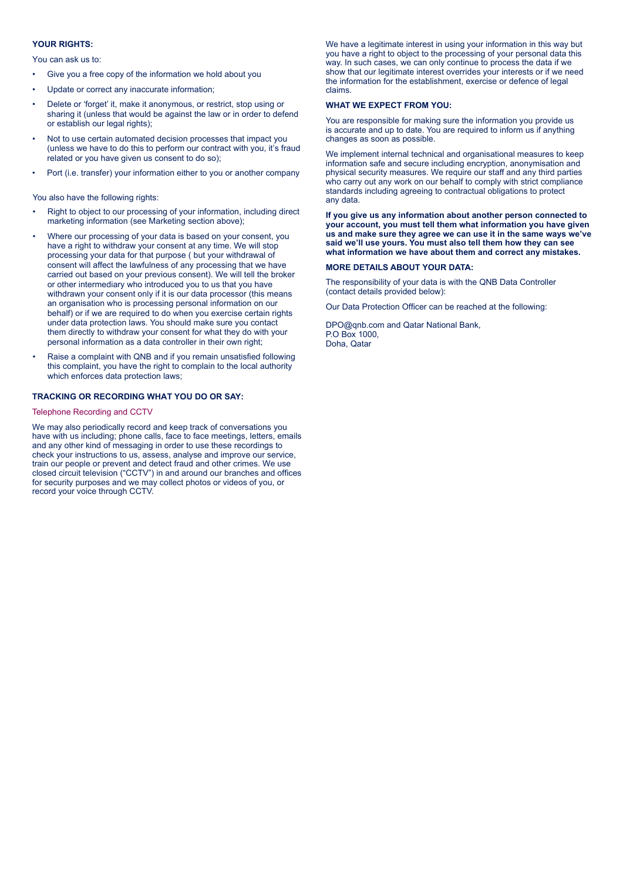## YOUR RIGHTS:

You can ask us to:

- Give you a free copy of the information we hold about you
- Update or correct any inaccurate information;
- Delete or 'forget' it, make it anonymous, or restrict, stop using or sharing it (unless that would be against the law or in order to defend or establish our legal rights);
- Not to use certain automated decision processes that impact you (unless we have to do this to perform our contract with you, it's fraud related or you have given us consent to do so);
- Port (i.e. transfer) your information either to you or another company

You also have the following rights:

- Right to object to our processing of your information, including direct marketing information (see Marketing section above);
- Where our processing of your data is based on your consent, you have a right to withdraw your consent at any time. We will stop processing your data for that purpose ( but your withdrawal of consent will affect the lawfulness of any processing that we have carried out based on your previous consent). We will tell the broker or other intermediary who introduced you to us that you have withdrawn your consent only if it is our data processor (this means an organisation who is processing personal information on our behalf) or if we are required to do when you exercise certain rights under data protection laws. You should make sure you contact them directly to withdraw your consent for what they do with your personal information as a data controller in their own right;
- Raise a complaint with QNB and if you remain unsatisfied following this complaint, you have the right to complain to the local authority which enforces data protection laws;

## TRACKING OR RECORDING WHAT YOU DO OR SAY:

### Telephone Recording and CCTV

We may also periodically record and keep track of conversations you have with us including; phone calls, face to face meetings, letters, emails and any other kind of messaging in order to use these recordings to check your instructions to us, assess, analyse and improve our service, train our people or prevent and detect fraud and other crimes. We use closed circuit television ("CCTV") in and around our branches and offices for security purposes and we may collect photos or videos of you, or record your voice through CCTV.

We have a legitimate interest in using your information in this way but you have a right to object to the processing of your personal data this way. In such cases, we can only continue to process the data if we show that our legitimate interest overrides your interests or if we need the information for the establishment, exercise or defence of legal claims.

## WHAT WE EXPECT FROM YOU:

You are responsible for making sure the information you provide us is accurate and up to date. You are required to inform us if anything changes as soon as possible.

We implement internal technical and organisational measures to keep information safe and secure including encryption, anonymisation and physical security measures. We require our staff and any third parties who carry out any work on our behalf to comply with strict compliance standards including agreeing to contractual obligations to protect any data.

**If you give us any information about another person connected to your account, you must tell them what information you have given us and make sure they agree we can use it in the same ways we've said we'll use yours. You must also tell them how they can see what information we have about them and correct any mistakes.**

## MORE DETAILS ABOUT YOUR DATA:

The responsibility of your data is with the QNB Data Controller (contact details provided below):

Our Data Protection Officer can be reached at the following:

DPO@qnb.com and Qatar National Bank,
P.O Box 1000,
Doha, Qatar